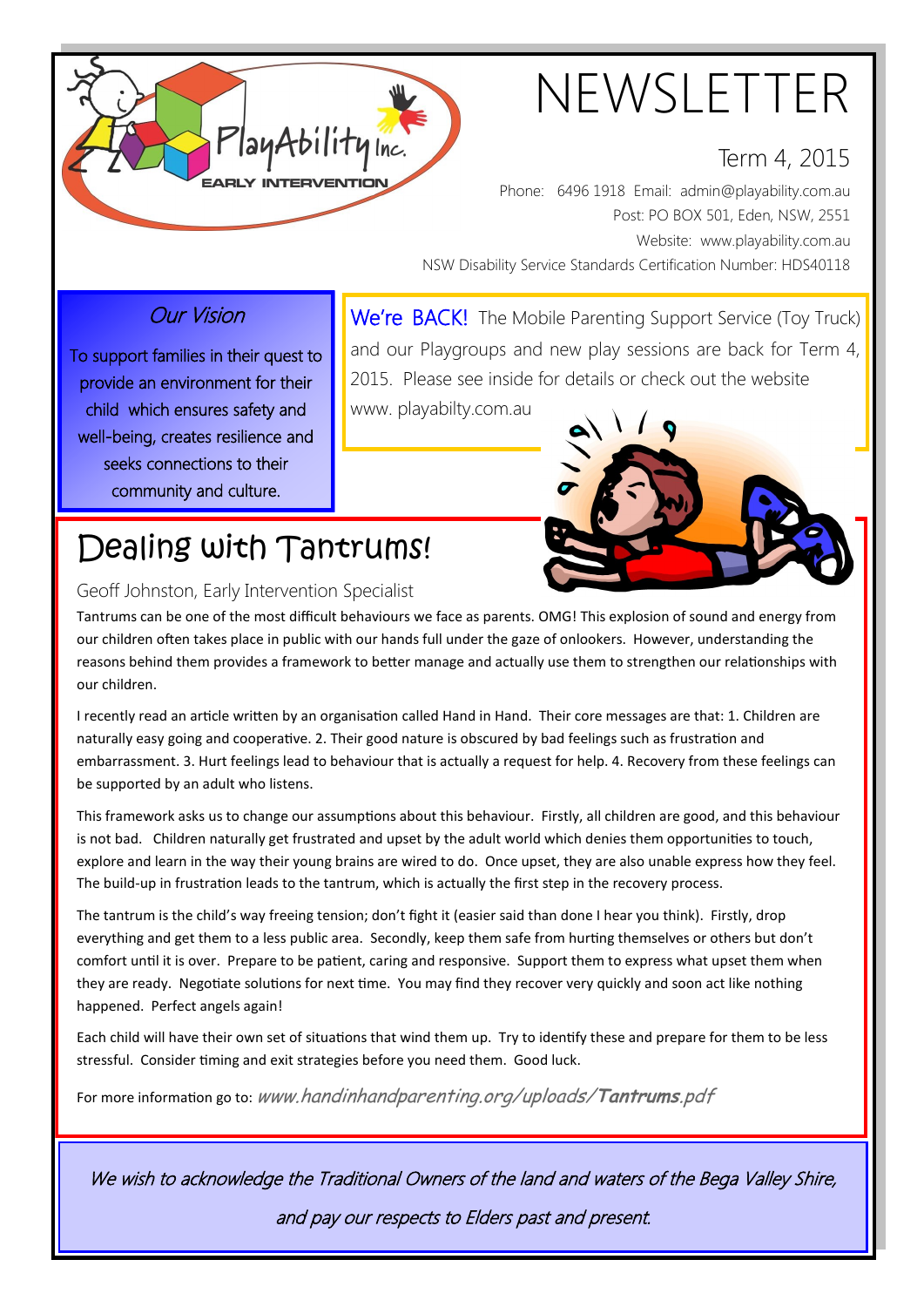PlayAbility Inc.
EARLY INTERVENTION

# NEWSLETTER

Term 4, 2015

Phone: 6496 1918 Email: admin@playability.com.au
Post: PO BOX 501, Eden, NSW, 2551
Website: www.playability.com.au
NSW Disability Service Standards Certification Number: HDS40118

## *Our Vision*

To support families in their quest to provide an environment for their child which ensures safety and well-being, creates resilience and seeks connections to their community and culture.

We're BACK! The Mobile Parenting Support Service (Toy Truck) and our Playgroups and new play sessions are back for Term 4, 2015. Please see inside for details or check out the website www. playabilty.com.au

## Dealing with Tantrums!

Geoff Johnston, Early Intervention Specialist

Tantrums can be one of the most difficult behaviours we face as parents. OMG! This explosion of sound and energy from our children often takes place in public with our hands full under the gaze of onlookers. However, understanding the reasons behind them provides a framework to better manage and actually use them to strengthen our relationships with our children.

I recently read an article written by an organisation called Hand in Hand. Their core messages are that: 1. Children are naturally easy going and cooperative. 2. Their good nature is obscured by bad feelings such as frustration and embarrassment. 3. Hurt feelings lead to behaviour that is actually a request for help. 4. Recovery from these feelings can be supported by an adult who listens.

This framework asks us to change our assumptions about this behaviour. Firstly, all children are good, and this behaviour is not bad. Children naturally get frustrated and upset by the adult world which denies them opportunities to touch, explore and learn in the way their young brains are wired to do. Once upset, they are also unable express how they feel. The build-up in frustration leads to the tantrum, which is actually the first step in the recovery process.

The tantrum is the child's way freeing tension; don't fight it (easier said than done I hear you think). Firstly, drop everything and get them to a less public area. Secondly, keep them safe from hurting themselves or others but don't comfort until it is over. Prepare to be patient, caring and responsive. Support them to express what upset them when they are ready. Negotiate solutions for next time. You may find they recover very quickly and soon act like nothing happened. Perfect angels again!

Each child will have their own set of situations that wind them up. Try to identify these and prepare for them to be less stressful. Consider timing and exit strategies before you need them. Good luck.

For more information go to: *www.handinhandparenting.org/uploads/**Tantrums**.pdf*

*We wish to acknowledge the Traditional Owners of the land and waters of the Bega Valley Shire, and pay our respects to Elders past and present.*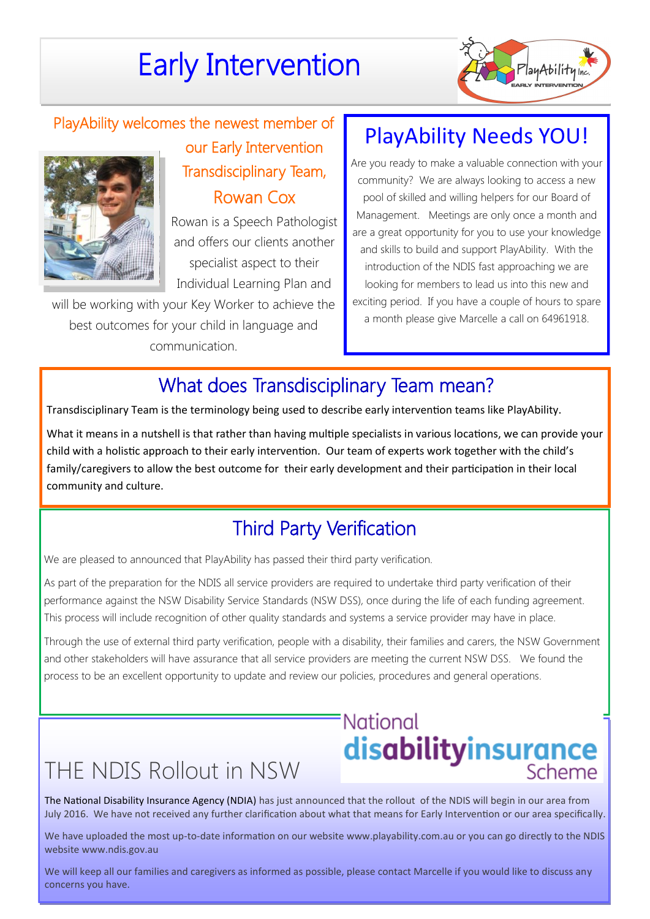# Early Intervention

PlayAbility welcomes the newest member of our Early Intervention Transdisciplinary Team,

**Rowan Cox**

Rowan is a Speech Pathologist and offers our clients another specialist aspect to their Individual Learning Plan and will be working with your Key Worker to achieve the best outcomes for your child in language and communication.

## PlayAbility Needs YOU!

Are you ready to make a valuable connection with your community? We are always looking to access a new pool of skilled and willing helpers for our Board of Management. Meetings are only once a month and are a great opportunity for you to use your knowledge and skills to build and support PlayAbility. With the introduction of the NDIS fast approaching we are looking for members to lead us into this new and exciting period. If you have a couple of hours to spare a month please give Marcelle a call on 64961918.

## What does Transdisciplinary Team mean?

Transdisciplinary Team is the terminology being used to describe early intervention teams like PlayAbility.

What it means in a nutshell is that rather than having multiple specialists in various locations, we can provide your child with a holistic approach to their early intervention. Our team of experts work together with the child's family/caregivers to allow the best outcome for their early development and their participation in their local community and culture.

## Third Party Verification

We are pleased to announced that PlayAbility has passed their third party verification.

As part of the preparation for the NDIS all service providers are required to undertake third party verification of their performance against the NSW Disability Service Standards (NSW DSS), once during the life of each funding agreement. This process will include recognition of other quality standards and systems a service provider may have in place.

Through the use of external third party verification, people with a disability, their families and carers, the NSW Government and other stakeholders will have assurance that all service providers are meeting the current NSW DSS. We found the process to be an excellent opportunity to update and review our policies, procedures and general operations.

## THE NDIS Rollout in NSW

National disabilityinsurance Scheme

The National Disability Insurance Agency (NDIA) has just announced that the rollout of the NDIS will begin in our area from July 2016. We have not received any further clarification about what that means for Early Intervention or our area specifically.

We have uploaded the most up-to-date information on our website www.playability.com.au or you can go directly to the NDIS website www.ndis.gov.au

We will keep all our families and caregivers as informed as possible, please contact Marcelle if you would like to discuss any concerns you have.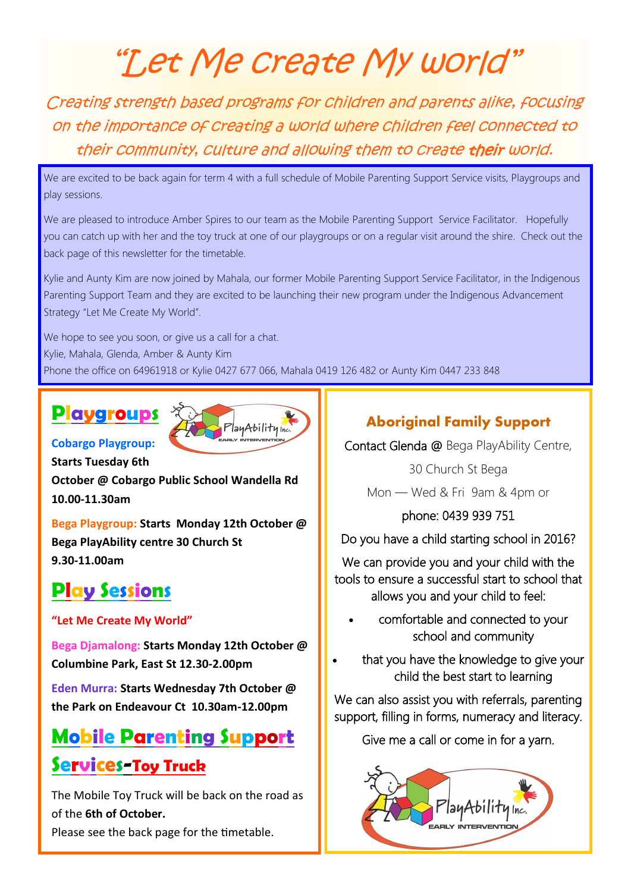# "Let Me Create My World"

*Creating strength based programs for children and parents alike, focusing on the importance of creating a world where children feel connected to their community, culture and allowing them to create **their** world.*

We are excited to be back again for term 4 with a full schedule of Mobile Parenting Support Service visits, Playgroups and play sessions.

We are pleased to introduce Amber Spires to our team as the Mobile Parenting Support Service Facilitator. Hopefully you can catch up with her and the toy truck at one of our playgroups or on a regular visit around the shire. Check out the back page of this newsletter for the timetable.

Kylie and Aunty Kim are now joined by Mahala, our former Mobile Parenting Support Service Facilitator, in the Indigenous Parenting Support Team and they are excited to be launching their new program under the Indigenous Advancement Strategy "Let Me Create My World".

We hope to see you soon, or give us a call for a chat.
Kylie, Mahala, Glenda, Amber & Aunty Kim
Phone the office on 64961918 or Kylie 0427 677 066, Mahala 0419 126 482 or Aunty Kim 0447 233 848

## Playgroups

**Cobargo Playgroup:** **Starts Tuesday 6th October @ Cobargo Public School Wandella Rd 10.00-11.30am**

**Bega Playgroup:** **Starts Monday 12th October @ Bega PlayAbility centre 30 Church St 9.30-11.00am**

## Play Sessions

**"Let Me Create My World"**

**Bega Djamalong:** **Starts Monday 12th October @ Columbine Park, East St 12.30-2.00pm**

**Eden Murra:** **Starts Wednesday 7th October @ the Park on Endeavour Ct 10.30am-12.00pm**

## Mobile Parenting Support Services-Toy Truck

The Mobile Toy Truck will be back on the road as of the **6th of October.**
Please see the back page for the timetable.

## Aboriginal Family Support

Contact Glenda @ Bega PlayAbility Centre,

30 Church St Bega

Mon — Wed & Fri 9am & 4pm or

phone: 0439 939 751

Do you have a child starting school in 2016?

We can provide you and your child with the tools to ensure a successful start to school that allows you and your child to feel:

- comfortable and connected to your school and community
- that you have the knowledge to give your child the best start to learning

We can also assist you with referrals, parenting support, filling in forms, numeracy and literacy.

Give me a call or come in for a yarn.

PlayAbility Inc. EARLY INTERVENTION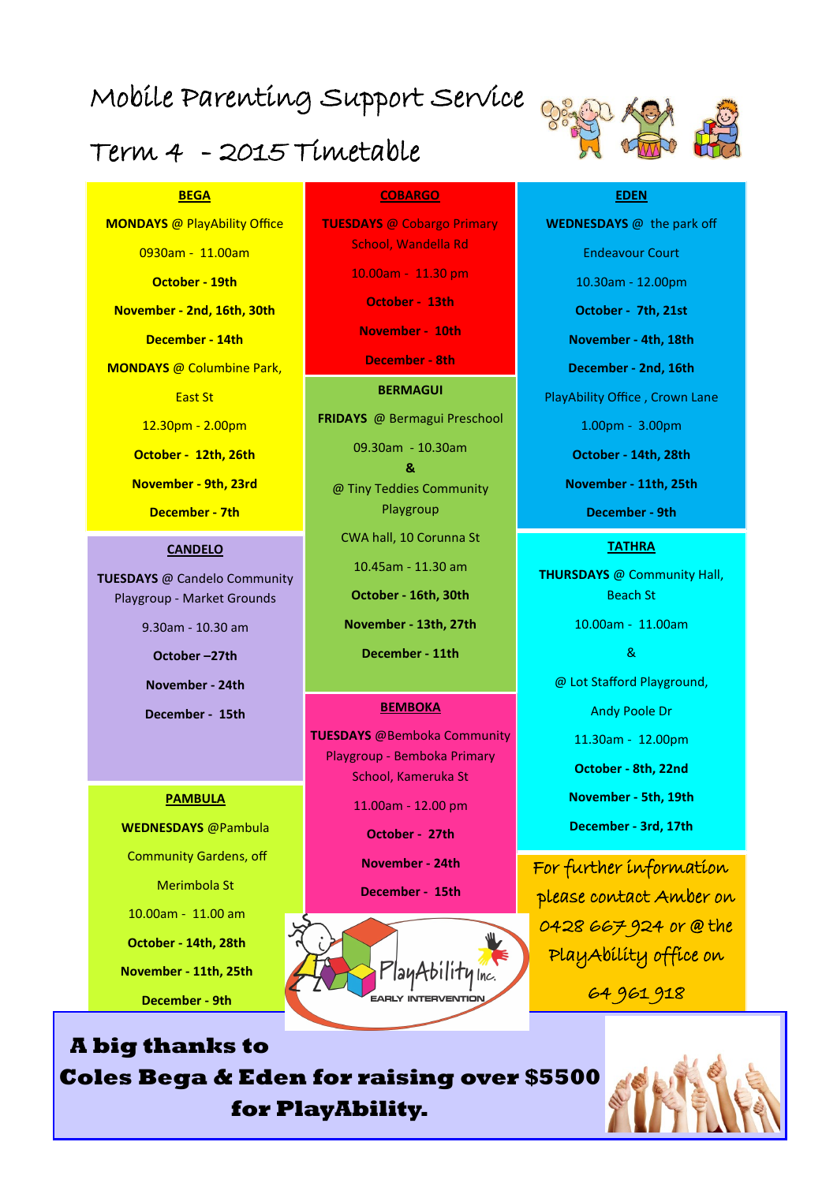# Mobile Parenting Support Service

## Term 4 - 2015 Timetable

### BEGA

**MONDAYS** @ PlayAbility Office

0930am - 11.00am

**October - 19th**

**November - 2nd, 16th, 30th**

**December - 14th**

**MONDAYS** @ Columbine Park, East St

12.30pm - 2.00pm

**October - 12th, 26th**

**November - 9th, 23rd**

**December - 7th**

### CANDELO

**TUESDAYS** @ Candelo Community Playgroup - Market Grounds

9.30am - 10.30 am

**October –27th**

**November - 24th**

**December - 15th**

### PAMBULA

**WEDNESDAYS** @Pambula Community Gardens, off Merimbola St

10.00am - 11.00 am

**October - 14th, 28th**

**November - 11th, 25th**

**December - 9th**

### COBARGO

**TUESDAYS** @ Cobargo Primary School, Wandella Rd

10.00am - 11.30 pm

**October - 13th**

**November - 10th**

**December - 8th**

### BERMAGUI

**FRIDAYS** @ Bermagui Preschool

09.30am - 10.30am

**&**

@ Tiny Teddies Community Playgroup

CWA hall, 10 Corunna St

10.45am - 11.30 am

**October - 16th, 30th**

**November - 13th, 27th**

**December - 11th**

### BEMBOKA

**TUESDAYS** @Bemboka Community Playgroup - Bemboka Primary School, Kameruka St

11.00am - 12.00 pm

**October - 27th**

**November - 24th**

**December - 15th**

### EDEN

**WEDNESDAYS** @ the park off Endeavour Court

10.30am - 12.00pm

**October - 7th, 21st**

**November - 4th, 18th**

**December - 2nd, 16th**

PlayAbility Office , Crown Lane

1.00pm - 3.00pm

**October - 14th, 28th**

**November - 11th, 25th**

**December - 9th**

### TATHRA

**THURSDAYS** @ Community Hall, Beach St

10.00am - 11.00am

&

@ Lot Stafford Playground, Andy Poole Dr

11.30am - 12.00pm

**October - 8th, 22nd**

**November - 5th, 19th**

**December - 3rd, 17th**

For further information please contact Amber on 0428 667 924 or @ the PlayAbility office on 64 961 918

PlayAbility Inc. EARLY INTERVENTION

**A big thanks to Coles Bega & Eden for raising over $5500 for PlayAbility.**